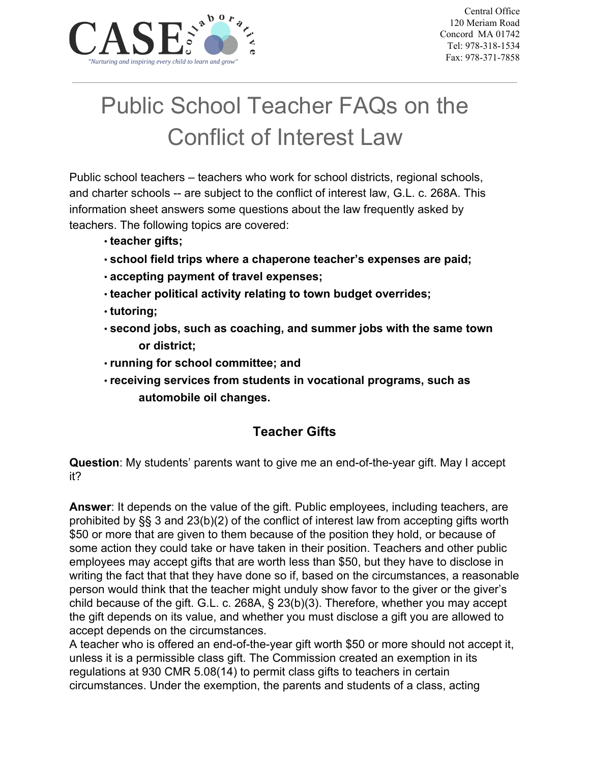CASE collaborative

*"Nurturing and inspiring every child to learn and grow"*

Central Office
120 Meriam Road
Concord MA 01742
Tel: 978-318-1534
Fax: 978-371-7858

# Public School Teacher FAQs on the Conflict of Interest Law

Public school teachers – teachers who work for school districts, regional schools, and charter schools -- are subject to the conflict of interest law, G.L. c. 268A. This information sheet answers some questions about the law frequently asked by teachers. The following topics are covered:

- **teacher gifts;**
- **school field trips where a chaperone teacher's expenses are paid;**
- **accepting payment of travel expenses;**
- **teacher political activity relating to town budget overrides;**
- **tutoring;**
- **second jobs, such as coaching, and summer jobs with the same town or district;**
- **running for school committee; and**
- **receiving services from students in vocational programs, such as automobile oil changes.**

## Teacher Gifts

**Question**: My students' parents want to give me an end-of-the-year gift. May I accept it?

**Answer**: It depends on the value of the gift. Public employees, including teachers, are prohibited by §§ 3 and 23(b)(2) of the conflict of interest law from accepting gifts worth $50 or more that are given to them because of the position they hold, or because of some action they could take or have taken in their position. Teachers and other public employees may accept gifts that are worth less than $50, but they have to disclose in writing the fact that that they have done so if, based on the circumstances, a reasonable person would think that the teacher might unduly show favor to the giver or the giver's child because of the gift. G.L. c. 268A, § 23(b)(3). Therefore, whether you may accept the gift depends on its value, and whether you must disclose a gift you are allowed to accept depends on the circumstances.

A teacher who is offered an end-of-the-year gift worth $50 or more should not accept it, unless it is a permissible class gift. The Commission created an exemption in its regulations at 930 CMR 5.08(14) to permit class gifts to teachers in certain circumstances. Under the exemption, the parents and students of a class, acting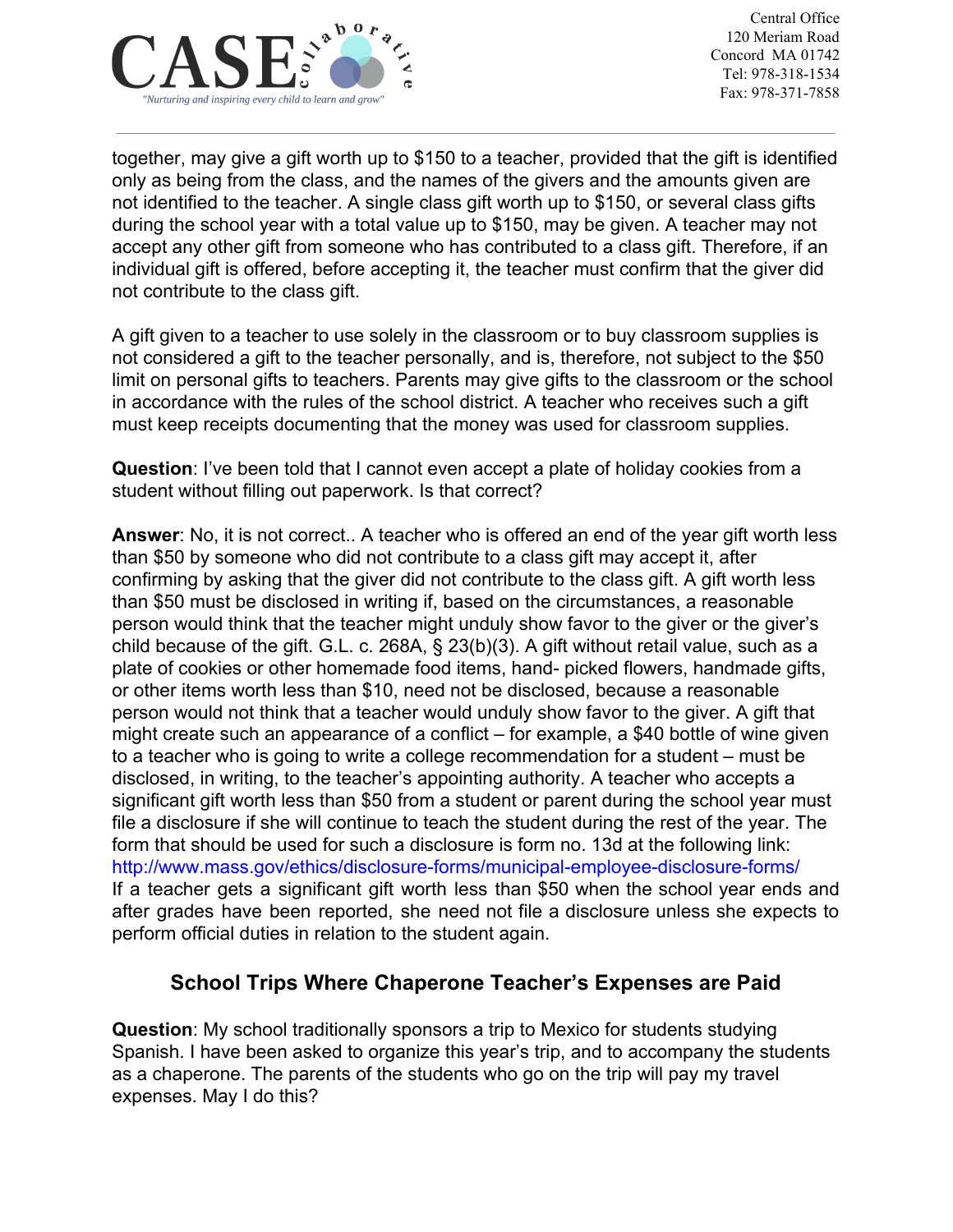together, may give a gift worth up to $150 to a teacher, provided that the gift is identified only as being from the class, and the names of the givers and the amounts given are not identified to the teacher. A single class gift worth up to $150, or several class gifts during the school year with a total value up to $150, may be given. A teacher may not accept any other gift from someone who has contributed to a class gift. Therefore, if an individual gift is offered, before accepting it, the teacher must confirm that the giver did not contribute to the class gift.

A gift given to a teacher to use solely in the classroom or to buy classroom supplies is not considered a gift to the teacher personally, and is, therefore, not subject to the $50 limit on personal gifts to teachers. Parents may give gifts to the classroom or the school in accordance with the rules of the school district. A teacher who receives such a gift must keep receipts documenting that the money was used for classroom supplies.

**Question**: I've been told that I cannot even accept a plate of holiday cookies from a student without filling out paperwork. Is that correct?

**Answer**: No, it is not correct.. A teacher who is offered an end of the year gift worth less than $50 by someone who did not contribute to a class gift may accept it, after confirming by asking that the giver did not contribute to the class gift. A gift worth less than $50 must be disclosed in writing if, based on the circumstances, a reasonable person would think that the teacher might unduly show favor to the giver or the giver's child because of the gift. G.L. c. 268A, § 23(b)(3). A gift without retail value, such as a plate of cookies or other homemade food items, hand- picked flowers, handmade gifts, or other items worth less than $10, need not be disclosed, because a reasonable person would not think that a teacher would unduly show favor to the giver. A gift that might create such an appearance of a conflict – for example, a $40 bottle of wine given to a teacher who is going to write a college recommendation for a student – must be disclosed, in writing, to the teacher's appointing authority. A teacher who accepts a significant gift worth less than $50 from a student or parent during the school year must file a disclosure if she will continue to teach the student during the rest of the year. The form that should be used for such a disclosure is form no. 13d at the following link: http://www.mass.gov/ethics/disclosure-forms/municipal-employee-disclosure-forms/ If a teacher gets a significant gift worth less than $50 when the school year ends and after grades have been reported, she need not file a disclosure unless she expects to perform official duties in relation to the student again.

## School Trips Where Chaperone Teacher's Expenses are Paid

**Question**: My school traditionally sponsors a trip to Mexico for students studying Spanish. I have been asked to organize this year's trip, and to accompany the students as a chaperone. The parents of the students who go on the trip will pay my travel expenses. May I do this?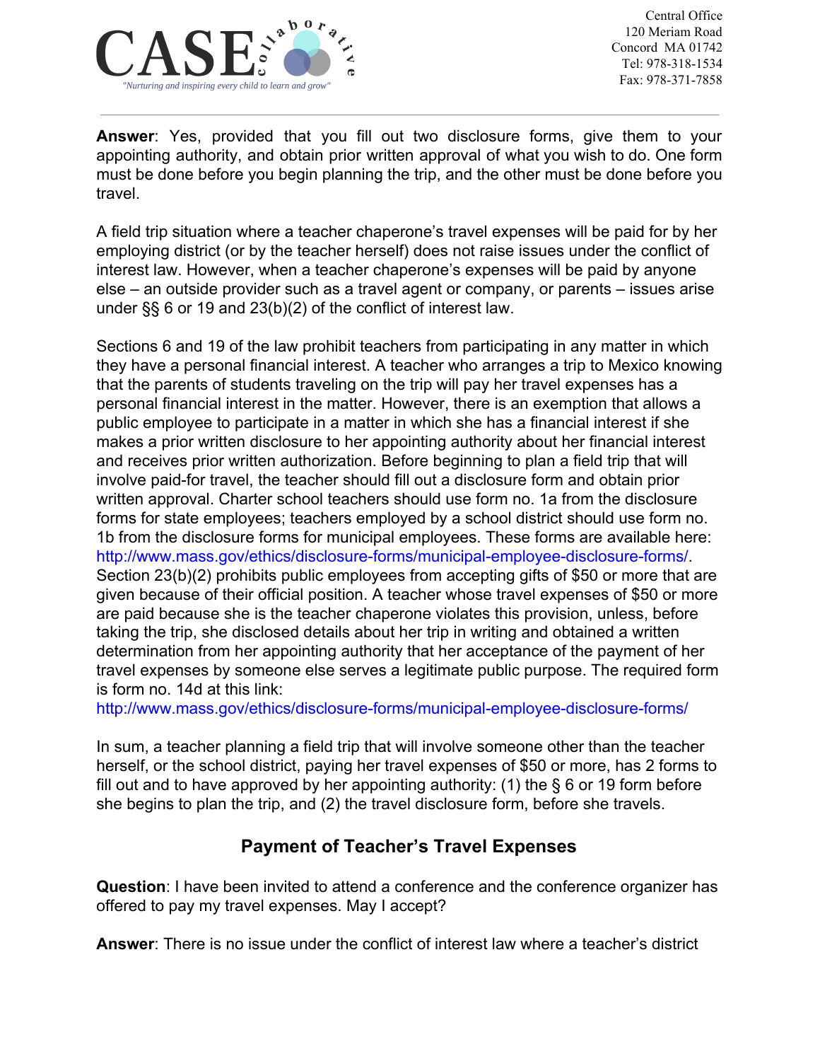**Answer**: Yes, provided that you fill out two disclosure forms, give them to your appointing authority, and obtain prior written approval of what you wish to do. One form must be done before you begin planning the trip, and the other must be done before you travel.

A field trip situation where a teacher chaperone's travel expenses will be paid for by her employing district (or by the teacher herself) does not raise issues under the conflict of interest law. However, when a teacher chaperone's expenses will be paid by anyone else – an outside provider such as a travel agent or company, or parents – issues arise under §§ 6 or 19 and 23(b)(2) of the conflict of interest law.

Sections 6 and 19 of the law prohibit teachers from participating in any matter in which they have a personal financial interest. A teacher who arranges a trip to Mexico knowing that the parents of students traveling on the trip will pay her travel expenses has a personal financial interest in the matter. However, there is an exemption that allows a public employee to participate in a matter in which she has a financial interest if she makes a prior written disclosure to her appointing authority about her financial interest and receives prior written authorization. Before beginning to plan a field trip that will involve paid-for travel, the teacher should fill out a disclosure form and obtain prior written approval. Charter school teachers should use form no. 1a from the disclosure forms for state employees; teachers employed by a school district should use form no. 1b from the disclosure forms for municipal employees. These forms are available here: http://www.mass.gov/ethics/disclosure-forms/municipal-employee-disclosure-forms/. Section 23(b)(2) prohibits public employees from accepting gifts of $50 or more that are given because of their official position. A teacher whose travel expenses of $50 or more are paid because she is the teacher chaperone violates this provision, unless, before taking the trip, she disclosed details about her trip in writing and obtained a written determination from her appointing authority that her acceptance of the payment of her travel expenses by someone else serves a legitimate public purpose. The required form is form no. 14d at this link: http://www.mass.gov/ethics/disclosure-forms/municipal-employee-disclosure-forms/

In sum, a teacher planning a field trip that will involve someone other than the teacher herself, or the school district, paying her travel expenses of $50 or more, has 2 forms to fill out and to have approved by her appointing authority: (1) the § 6 or 19 form before she begins to plan the trip, and (2) the travel disclosure form, before she travels.

## Payment of Teacher's Travel Expenses

**Question**: I have been invited to attend a conference and the conference organizer has offered to pay my travel expenses. May I accept?

**Answer**: There is no issue under the conflict of interest law where a teacher's district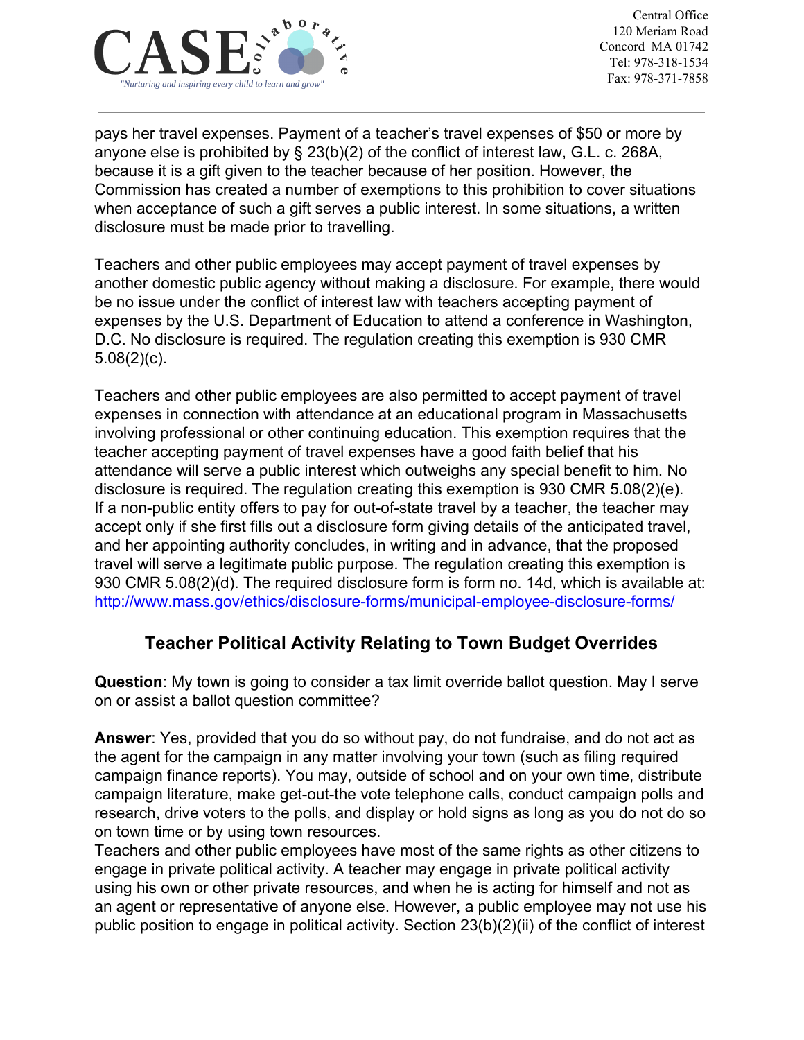pays her travel expenses. Payment of a teacher's travel expenses of $50 or more by anyone else is prohibited by § 23(b)(2) of the conflict of interest law, G.L. c. 268A, because it is a gift given to the teacher because of her position. However, the Commission has created a number of exemptions to this prohibition to cover situations when acceptance of such a gift serves a public interest. In some situations, a written disclosure must be made prior to travelling.

Teachers and other public employees may accept payment of travel expenses by another domestic public agency without making a disclosure. For example, there would be no issue under the conflict of interest law with teachers accepting payment of expenses by the U.S. Department of Education to attend a conference in Washington, D.C. No disclosure is required. The regulation creating this exemption is 930 CMR 5.08(2)(c).

Teachers and other public employees are also permitted to accept payment of travel expenses in connection with attendance at an educational program in Massachusetts involving professional or other continuing education. This exemption requires that the teacher accepting payment of travel expenses have a good faith belief that his attendance will serve a public interest which outweighs any special benefit to him. No disclosure is required. The regulation creating this exemption is 930 CMR 5.08(2)(e). If a non-public entity offers to pay for out-of-state travel by a teacher, the teacher may accept only if she first fills out a disclosure form giving details of the anticipated travel, and her appointing authority concludes, in writing and in advance, that the proposed travel will serve a legitimate public purpose. The regulation creating this exemption is 930 CMR 5.08(2)(d). The required disclosure form is form no. 14d, which is available at: http://www.mass.gov/ethics/disclosure-forms/municipal-employee-disclosure-forms/

## Teacher Political Activity Relating to Town Budget Overrides

**Question**: My town is going to consider a tax limit override ballot question. May I serve on or assist a ballot question committee?

**Answer**: Yes, provided that you do so without pay, do not fundraise, and do not act as the agent for the campaign in any matter involving your town (such as filing required campaign finance reports). You may, outside of school and on your own time, distribute campaign literature, make get-out-the vote telephone calls, conduct campaign polls and research, drive voters to the polls, and display or hold signs as long as you do not do so on town time or by using town resources.

Teachers and other public employees have most of the same rights as other citizens to engage in private political activity. A teacher may engage in private political activity using his own or other private resources, and when he is acting for himself and not as an agent or representative of anyone else. However, a public employee may not use his public position to engage in political activity. Section 23(b)(2)(ii) of the conflict of interest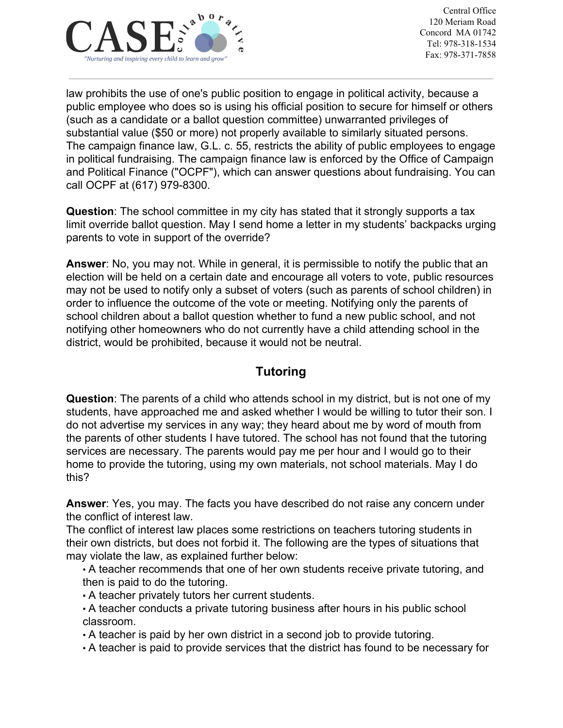law prohibits the use of one's public position to engage in political activity, because a public employee who does so is using his official position to secure for himself or others (such as a candidate or a ballot question committee) unwarranted privileges of substantial value ($50 or more) not properly available to similarly situated persons.
The campaign finance law, G.L. c. 55, restricts the ability of public employees to engage in political fundraising. The campaign finance law is enforced by the Office of Campaign and Political Finance ("OCPF"), which can answer questions about fundraising. You can call OCPF at (617) 979-8300.

**Question**: The school committee in my city has stated that it strongly supports a tax limit override ballot question. May I send home a letter in my students' backpacks urging parents to vote in support of the override?

**Answer**: No, you may not. While in general, it is permissible to notify the public that an election will be held on a certain date and encourage all voters to vote, public resources may not be used to notify only a subset of voters (such as parents of school children) in order to influence the outcome of the vote or meeting. Notifying only the parents of school children about a ballot question whether to fund a new public school, and not notifying other homeowners who do not currently have a child attending school in the district, would be prohibited, because it would not be neutral.

## Tutoring

**Question**: The parents of a child who attends school in my district, but is not one of my students, have approached me and asked whether I would be willing to tutor their son. I do not advertise my services in any way; they heard about me by word of mouth from the parents of other students I have tutored. The school has not found that the tutoring services are necessary. The parents would pay me per hour and I would go to their home to provide the tutoring, using my own materials, not school materials. May I do this?

**Answer**: Yes, you may. The facts you have described do not raise any concern under the conflict of interest law.
The conflict of interest law places some restrictions on teachers tutoring students in their own districts, but does not forbid it. The following are the types of situations that may violate the law, as explained further below:

- A teacher recommends that one of her own students receive private tutoring, and then is paid to do the tutoring.
- A teacher privately tutors her current students.
- A teacher conducts a private tutoring business after hours in his public school classroom.
- A teacher is paid by her own district in a second job to provide tutoring.
- A teacher is paid to provide services that the district has found to be necessary for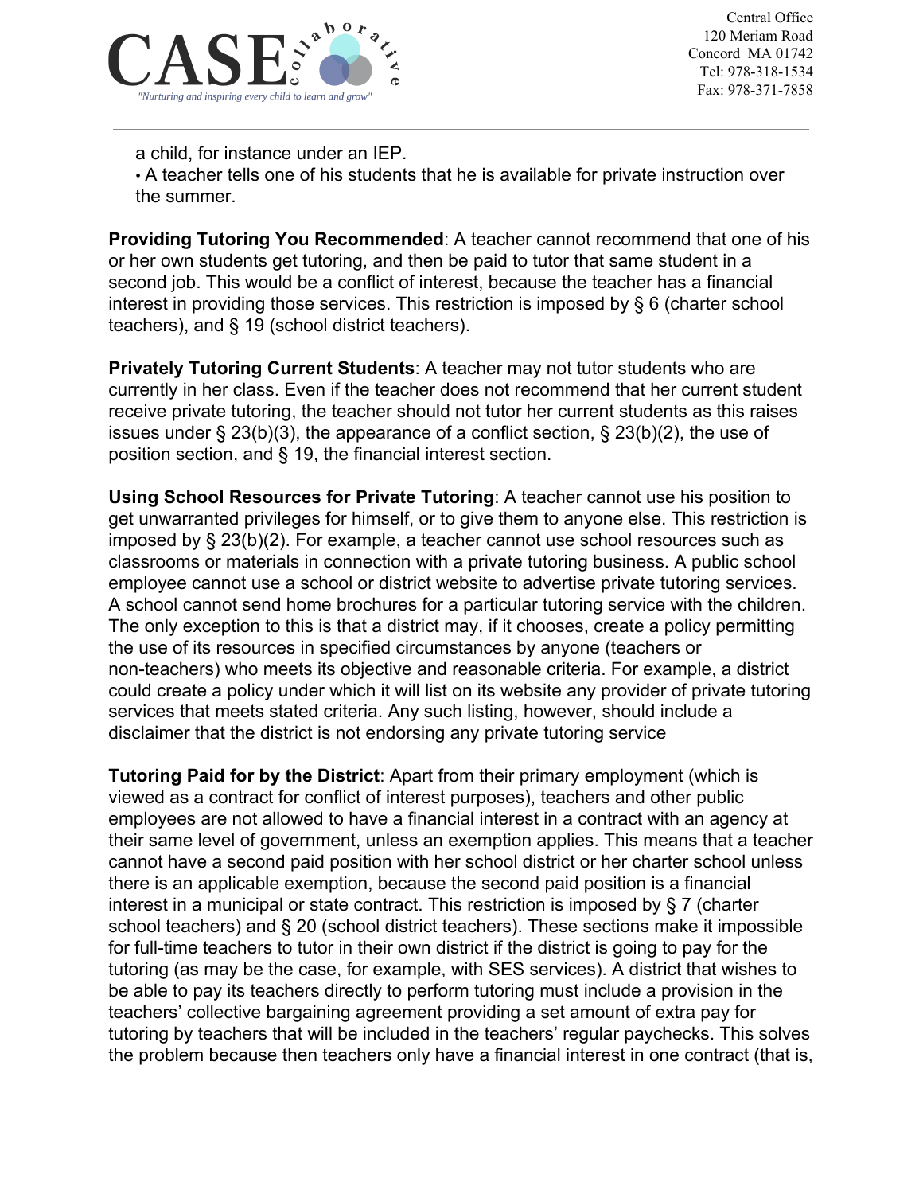a child, for instance under an IEP.

- A teacher tells one of his students that he is available for private instruction over the summer.

**Providing Tutoring You Recommended**: A teacher cannot recommend that one of his or her own students get tutoring, and then be paid to tutor that same student in a second job. This would be a conflict of interest, because the teacher has a financial interest in providing those services. This restriction is imposed by § 6 (charter school teachers), and § 19 (school district teachers).

**Privately Tutoring Current Students**: A teacher may not tutor students who are currently in her class. Even if the teacher does not recommend that her current student receive private tutoring, the teacher should not tutor her current students as this raises issues under § 23(b)(3), the appearance of a conflict section, § 23(b)(2), the use of position section, and § 19, the financial interest section.

**Using School Resources for Private Tutoring**: A teacher cannot use his position to get unwarranted privileges for himself, or to give them to anyone else. This restriction is imposed by § 23(b)(2). For example, a teacher cannot use school resources such as classrooms or materials in connection with a private tutoring business. A public school employee cannot use a school or district website to advertise private tutoring services. A school cannot send home brochures for a particular tutoring service with the children. The only exception to this is that a district may, if it chooses, create a policy permitting the use of its resources in specified circumstances by anyone (teachers or non-teachers) who meets its objective and reasonable criteria. For example, a district could create a policy under which it will list on its website any provider of private tutoring services that meets stated criteria. Any such listing, however, should include a disclaimer that the district is not endorsing any private tutoring service

**Tutoring Paid for by the District**: Apart from their primary employment (which is viewed as a contract for conflict of interest purposes), teachers and other public employees are not allowed to have a financial interest in a contract with an agency at their same level of government, unless an exemption applies. This means that a teacher cannot have a second paid position with her school district or her charter school unless there is an applicable exemption, because the second paid position is a financial interest in a municipal or state contract. This restriction is imposed by § 7 (charter school teachers) and § 20 (school district teachers). These sections make it impossible for full-time teachers to tutor in their own district if the district is going to pay for the tutoring (as may be the case, for example, with SES services). A district that wishes to be able to pay its teachers directly to perform tutoring must include a provision in the teachers' collective bargaining agreement providing a set amount of extra pay for tutoring by teachers that will be included in the teachers' regular paychecks. This solves the problem because then teachers only have a financial interest in one contract (that is,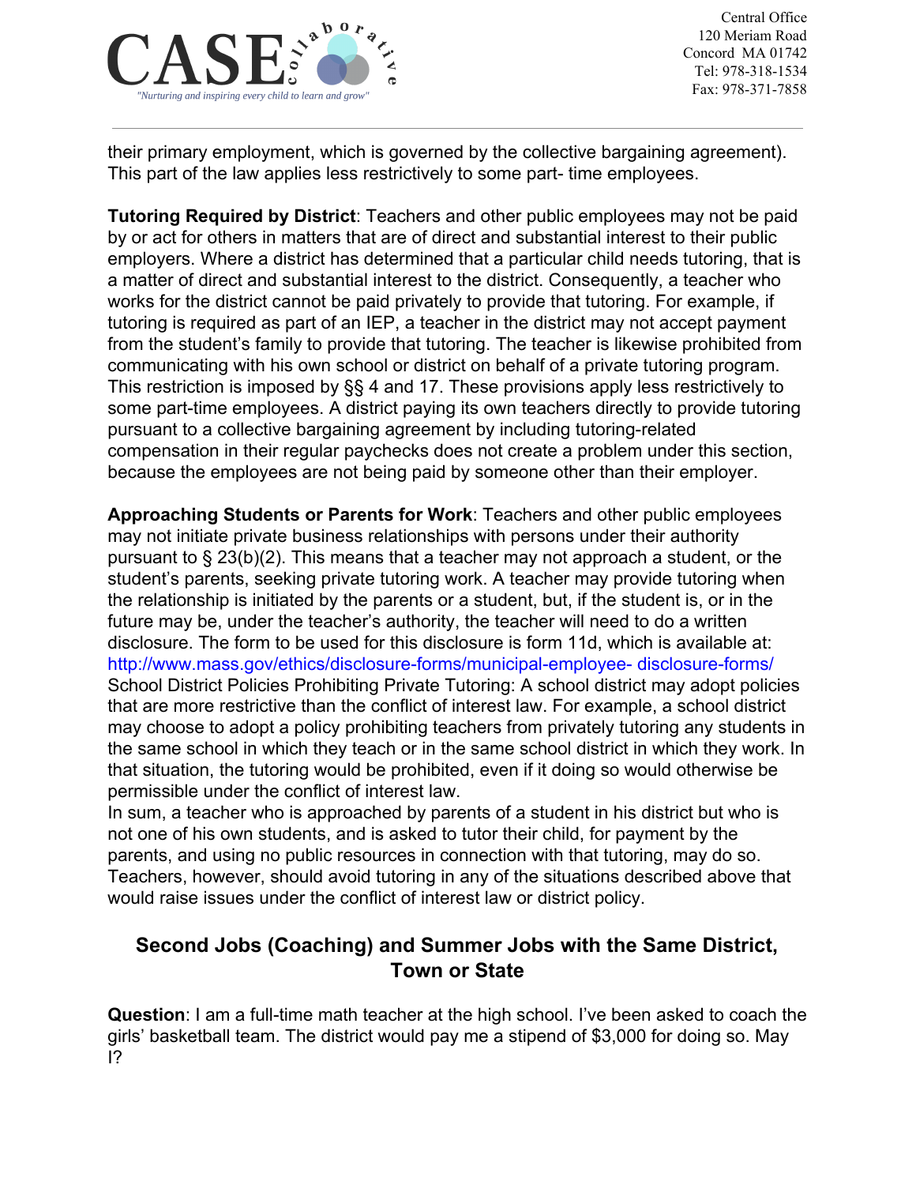their primary employment, which is governed by the collective bargaining agreement). This part of the law applies less restrictively to some part- time employees.

**Tutoring Required by District**: Teachers and other public employees may not be paid by or act for others in matters that are of direct and substantial interest to their public employers. Where a district has determined that a particular child needs tutoring, that is a matter of direct and substantial interest to the district. Consequently, a teacher who works for the district cannot be paid privately to provide that tutoring. For example, if tutoring is required as part of an IEP, a teacher in the district may not accept payment from the student's family to provide that tutoring. The teacher is likewise prohibited from communicating with his own school or district on behalf of a private tutoring program. This restriction is imposed by §§ 4 and 17. These provisions apply less restrictively to some part-time employees. A district paying its own teachers directly to provide tutoring pursuant to a collective bargaining agreement by including tutoring-related compensation in their regular paychecks does not create a problem under this section, because the employees are not being paid by someone other than their employer.

**Approaching Students or Parents for Work**: Teachers and other public employees may not initiate private business relationships with persons under their authority pursuant to § 23(b)(2). This means that a teacher may not approach a student, or the student's parents, seeking private tutoring work. A teacher may provide tutoring when the relationship is initiated by the parents or a student, but, if the student is, or in the future may be, under the teacher's authority, the teacher will need to do a written disclosure. The form to be used for this disclosure is form 11d, which is available at: http://www.mass.gov/ethics/disclosure-forms/municipal-employee- disclosure-forms/
School District Policies Prohibiting Private Tutoring: A school district may adopt policies that are more restrictive than the conflict of interest law. For example, a school district may choose to adopt a policy prohibiting teachers from privately tutoring any students in the same school in which they teach or in the same school district in which they work. In that situation, the tutoring would be prohibited, even if it doing so would otherwise be permissible under the conflict of interest law.
In sum, a teacher who is approached by parents of a student in his district but who is not one of his own students, and is asked to tutor their child, for payment by the parents, and using no public resources in connection with that tutoring, may do so. Teachers, however, should avoid tutoring in any of the situations described above that would raise issues under the conflict of interest law or district policy.

## Second Jobs (Coaching) and Summer Jobs with the Same District, Town or State

**Question**: I am a full-time math teacher at the high school. I've been asked to coach the girls' basketball team. The district would pay me a stipend of $3,000 for doing so. May I?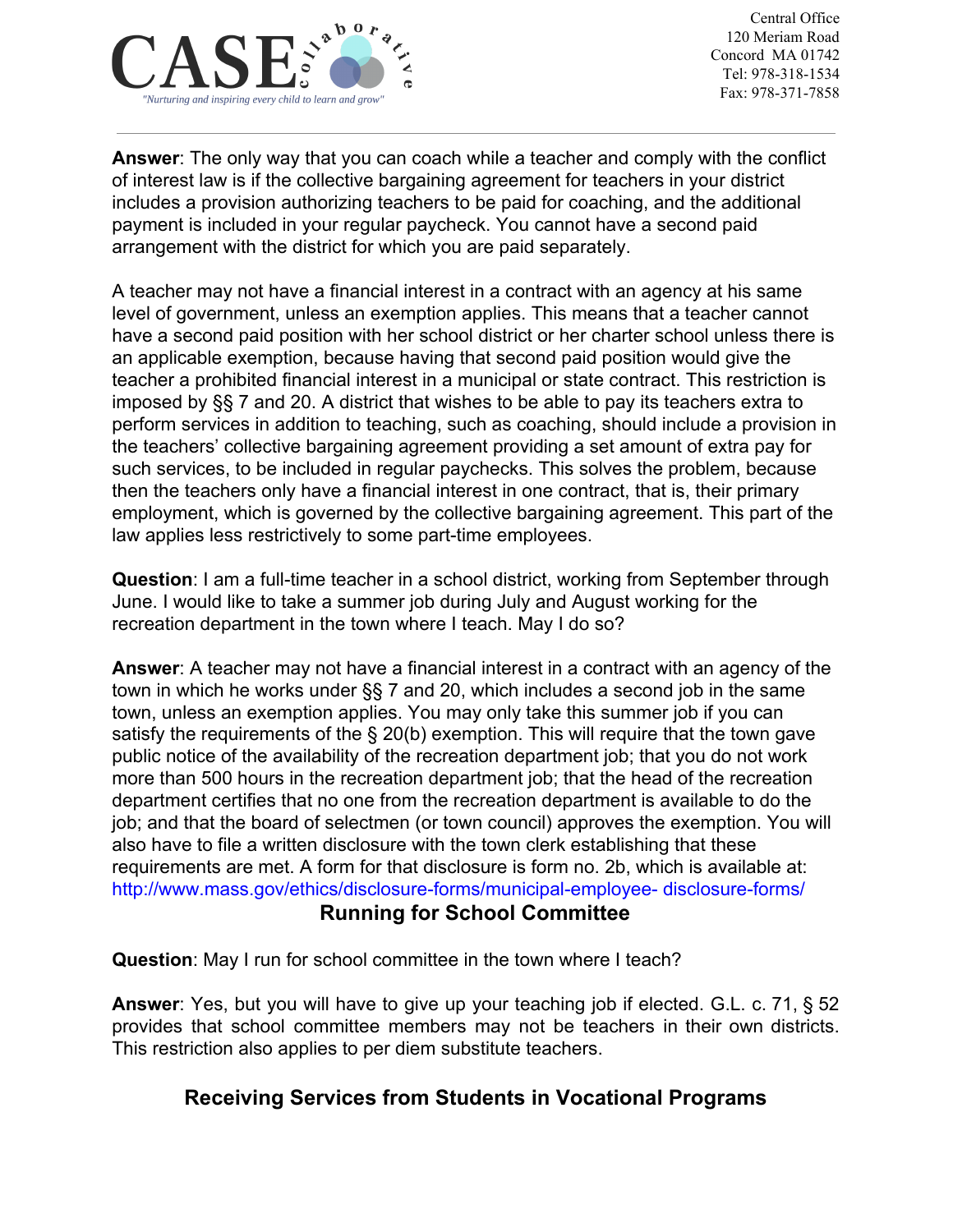**Answer**: The only way that you can coach while a teacher and comply with the conflict of interest law is if the collective bargaining agreement for teachers in your district includes a provision authorizing teachers to be paid for coaching, and the additional payment is included in your regular paycheck. You cannot have a second paid arrangement with the district for which you are paid separately.

A teacher may not have a financial interest in a contract with an agency at his same level of government, unless an exemption applies. This means that a teacher cannot have a second paid position with her school district or her charter school unless there is an applicable exemption, because having that second paid position would give the teacher a prohibited financial interest in a municipal or state contract. This restriction is imposed by §§ 7 and 20. A district that wishes to be able to pay its teachers extra to perform services in addition to teaching, such as coaching, should include a provision in the teachers' collective bargaining agreement providing a set amount of extra pay for such services, to be included in regular paychecks. This solves the problem, because then the teachers only have a financial interest in one contract, that is, their primary employment, which is governed by the collective bargaining agreement. This part of the law applies less restrictively to some part-time employees.

**Question**: I am a full-time teacher in a school district, working from September through June. I would like to take a summer job during July and August working for the recreation department in the town where I teach. May I do so?

**Answer**: A teacher may not have a financial interest in a contract with an agency of the town in which he works under §§ 7 and 20, which includes a second job in the same town, unless an exemption applies. You may only take this summer job if you can satisfy the requirements of the § 20(b) exemption. This will require that the town gave public notice of the availability of the recreation department job; that you do not work more than 500 hours in the recreation department job; that the head of the recreation department certifies that no one from the recreation department is available to do the job; and that the board of selectmen (or town council) approves the exemption. You will also have to file a written disclosure with the town clerk establishing that these requirements are met. A form for that disclosure is form no. 2b, which is available at: http://www.mass.gov/ethics/disclosure-forms/municipal-employee- disclosure-forms/

## Running for School Committee

**Question**: May I run for school committee in the town where I teach?

**Answer**: Yes, but you will have to give up your teaching job if elected. G.L. c. 71, § 52 provides that school committee members may not be teachers in their own districts. This restriction also applies to per diem substitute teachers.

## Receiving Services from Students in Vocational Programs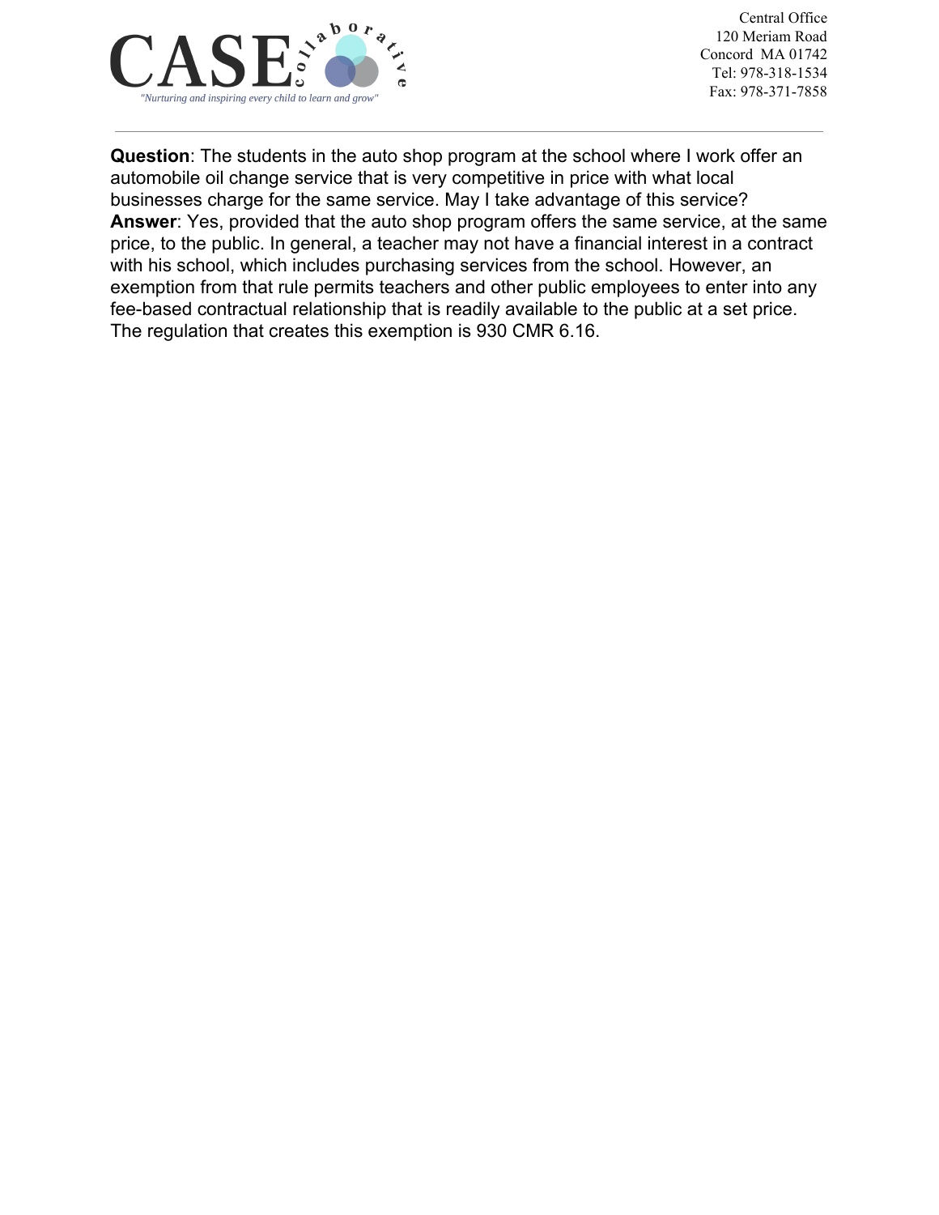**Question**: The students in the auto shop program at the school where I work offer an automobile oil change service that is very competitive in price with what local businesses charge for the same service. May I take advantage of this service?

**Answer**: Yes, provided that the auto shop program offers the same service, at the same price, to the public. In general, a teacher may not have a financial interest in a contract with his school, which includes purchasing services from the school. However, an exemption from that rule permits teachers and other public employees to enter into any fee-based contractual relationship that is readily available to the public at a set price. The regulation that creates this exemption is 930 CMR 6.16.